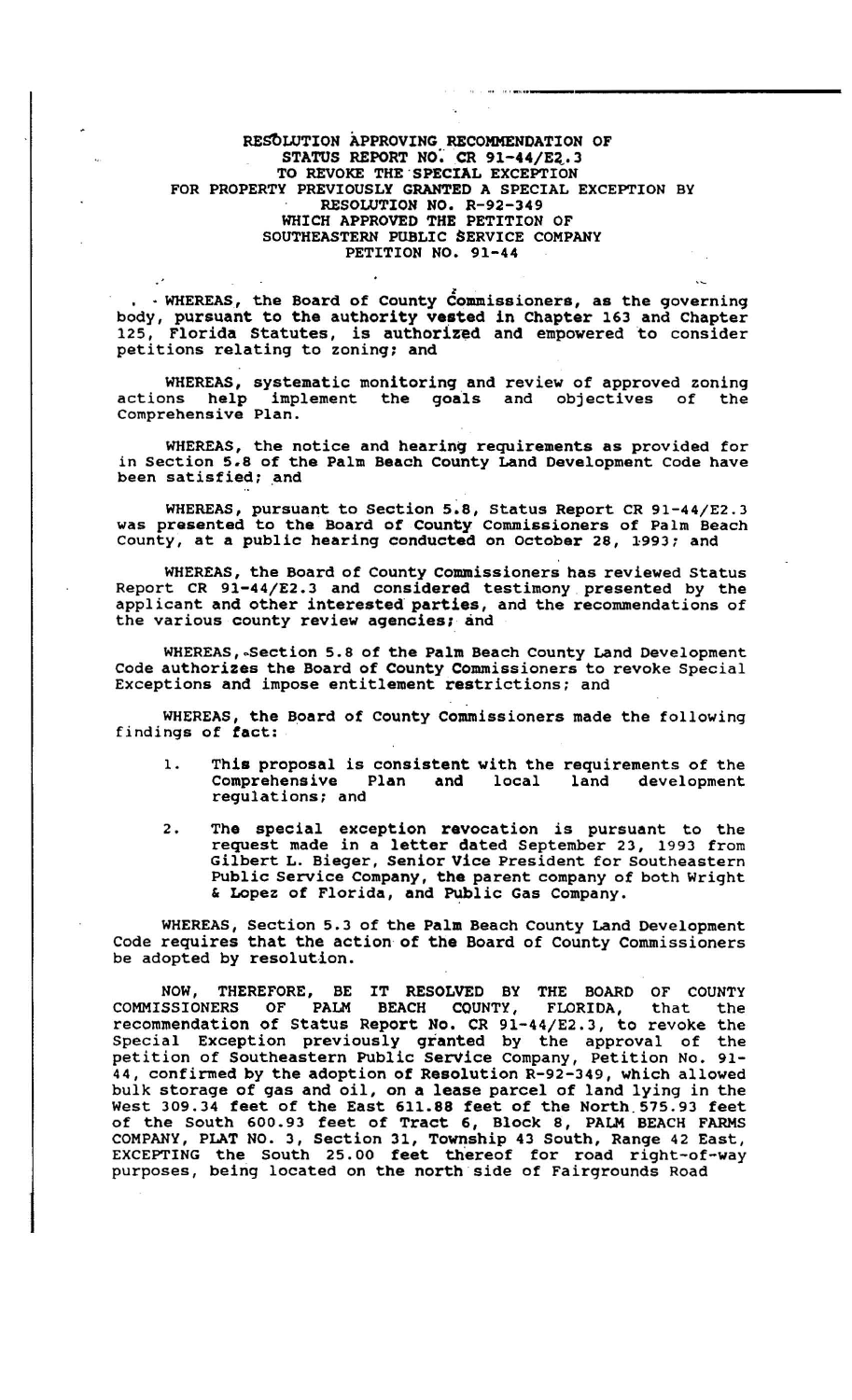# RESOLUTION APPROVING RECOMMENDATION OF STATUS REPORT NO. CR 91-44/E2.3 TO REVOKE THE SPECIAL EXCEPTION FOR PROPERTY PREVIOUSLY GRANTED A SPECIAL EXCEPTION BY RESOLUTION NO. R-92-349 WHICH APPROVED THE PETITION OF SOUTHEASTERN PUBLIC SERVICE COMPANY PETITION NO. 91-44

WHEREAS, the Board of County Commissioners, as the governing body, pursuant to the authority vested in Chapter 163 and Chapter 125, Florida Statutes, is authorized and empowered to consider petitions relating to zoning; and

WHEREAS, systematic monitoring and review of approved zoning actions help implement the goals and objectives of the Comprehensive Plan.

WHEREAS, the notice and hearing requirements as provided for in Section 5.8 of the Palm Beach County Land Development Code have been satisfied; and

WHEREAS, pursuant to Section 5.8, Status Report CR 91-44/E2.3 was presented to the Board of County Commissioners of Palm Beach County, at a public hearing conducted on October 28, 1993; and

WHEREAS, the Board of County Commissioners has reviewed Status Report CR 91-44/E2.3 and considered testimony presented by the applicant and other interested parties, and the recommendations of the various county review agencies; and

WHEREAS, Section 5.8 of the Palm Beach County Land Development Code authorizes the Board of County Commissioners to revoke Special Exceptions and impose entitlement restrictions; and

WHEREAS, the Board of County Commissioners made the following findings of fact:

1. This proposal is consistent with the requirements of the Comprehensive Plan and local land development regulations; and
2. The special exception revocation is pursuant to the request made in a letter dated September 23, 1993 from Gilbert L. Bieger, Senior Vice President for Southeastern Public Service Company, the parent company of both Wright & Lopez of Florida, and Public Gas Company.

WHEREAS, Section 5.3 of the Palm Beach County Land Development Code requires that the action of the Board of County Commissioners be adopted by resolution.

NOW, THEREFORE, BE IT RESOLVED BY THE BOARD OF COUNTY COMMISSIONERS OF PALM BEACH COUNTY, FLORIDA, that the recommendation of Status Report No. CR 91-44/E2.3, to revoke the Special Exception previously granted by the approval of the petition of Southeastern Public Service Company, Petition No. 91-44, confirmed by the adoption of Resolution R-92-349, which allowed bulk storage of gas and oil, on a lease parcel of land lying in the West 309.34 feet of the East 611.88 feet of the North 575.93 feet of the South 600.93 feet of Tract 6, Block 8, PALM BEACH FARMS COMPANY, PLAT NO. 3, Section 31, Township 43 South, Range 42 East, EXCEPTING the South 25.00 feet thereof for road right-of-way purposes, being located on the north side of Fairgrounds Road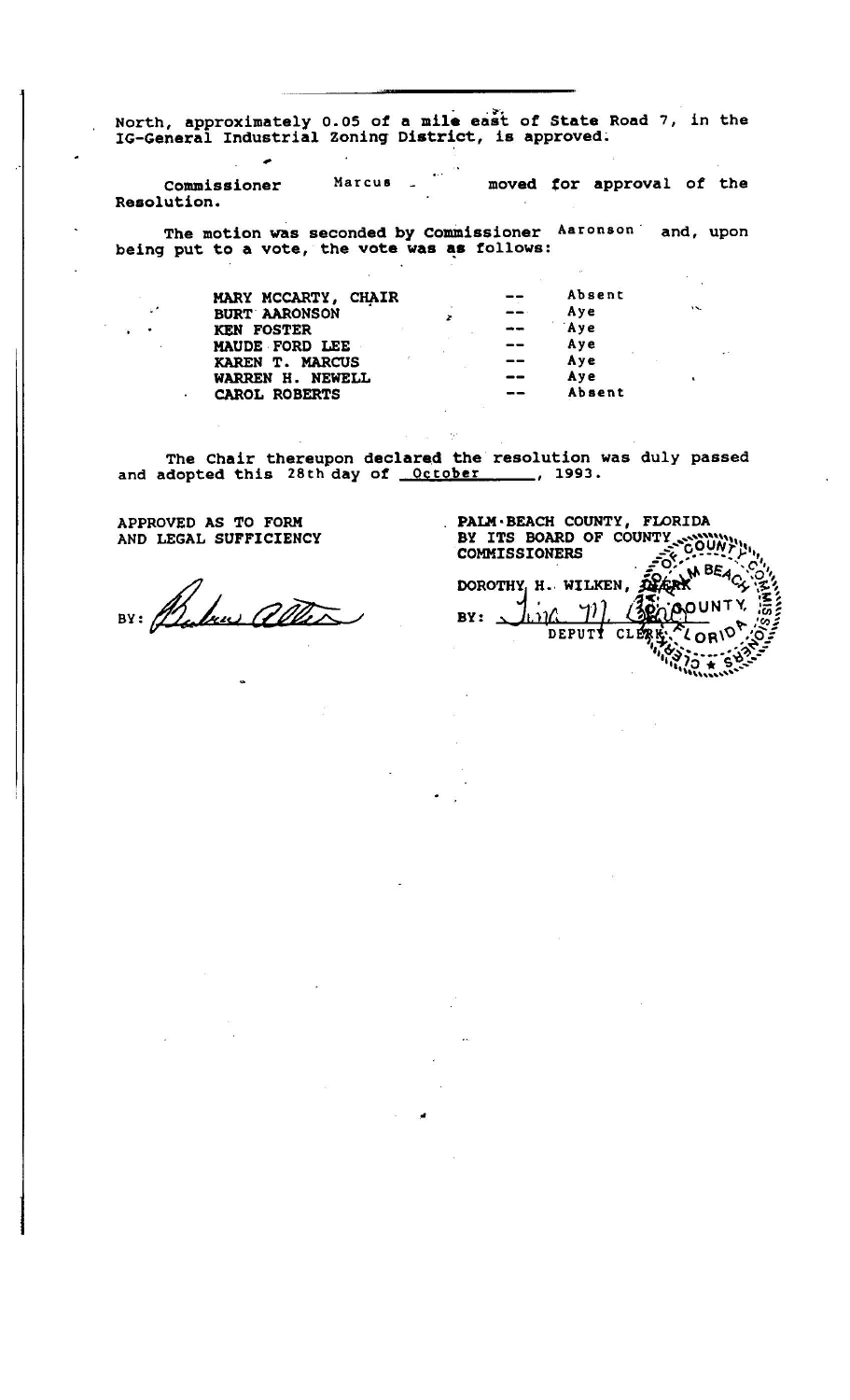North, approximately 0.05 of a mile east of State Road 7, in the IG-General Industrial Zoning District, is approved.

Commissioner Marcus moved for approval of the Resolution.

The motion was seconded by Commissioner Aaronson and, upon being put to a vote, the vote was as follows:

| | | |
|---|---|---|
| MARY MCCARTY, CHAIR | -- | Absent |
| BURT AARONSON | -- | Aye |
| KEN FOSTER | -- | Aye |
| MAUDE FORD LEE | -- | Aye |
| KAREN T. MARCUS | -- | Aye |
| WARREN H. NEWELL | -- | Aye |
| CAROL ROBERTS | -- | Absent |

The Chair thereupon declared the resolution was duly passed and adopted this 28th day of October, 1993.

APPROVED AS TO FORM AND LEGAL SUFFICIENCY

BY: Barbara Alterman

PALM BEACH COUNTY, FLORIDA BY ITS BOARD OF COUNTY COMMISSIONERS

DOROTHY H. WILKEN, CLERK

BY: [signature]
DEPUTY CLERK